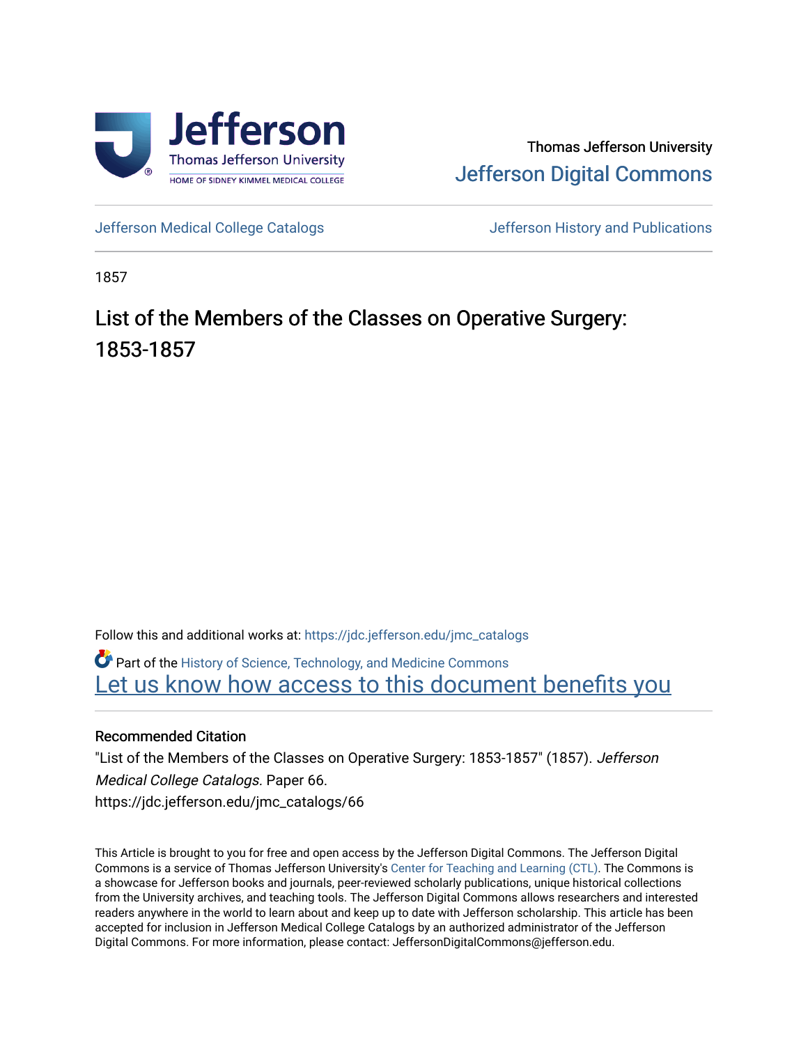Thomas Jefferson University

Jefferson Digital Commons

Jefferson Medical College Catalogs

Jefferson History and Publications

1857

# List of the Members of the Classes on Operative Surgery: 1853-1857

Follow this and additional works at: https://jdc.jefferson.edu/jmc_catalogs

Part of the History of Science, Technology, and Medicine Commons

Let us know how access to this document benefits you

## Recommended Citation

"List of the Members of the Classes on Operative Surgery: 1853-1857" (1857). *Jefferson Medical College Catalogs.* Paper 66.
https://jdc.jefferson.edu/jmc_catalogs/66

This Article is brought to you for free and open access by the Jefferson Digital Commons. The Jefferson Digital Commons is a service of Thomas Jefferson University's Center for Teaching and Learning (CTL). The Commons is a showcase for Jefferson books and journals, peer-reviewed scholarly publications, unique historical collections from the University archives, and teaching tools. The Jefferson Digital Commons allows researchers and interested readers anywhere in the world to learn about and keep up to date with Jefferson scholarship. This article has been accepted for inclusion in Jefferson Medical College Catalogs by an authorized administrator of the Jefferson Digital Commons. For more information, please contact: JeffersonDigitalCommons@jefferson.edu.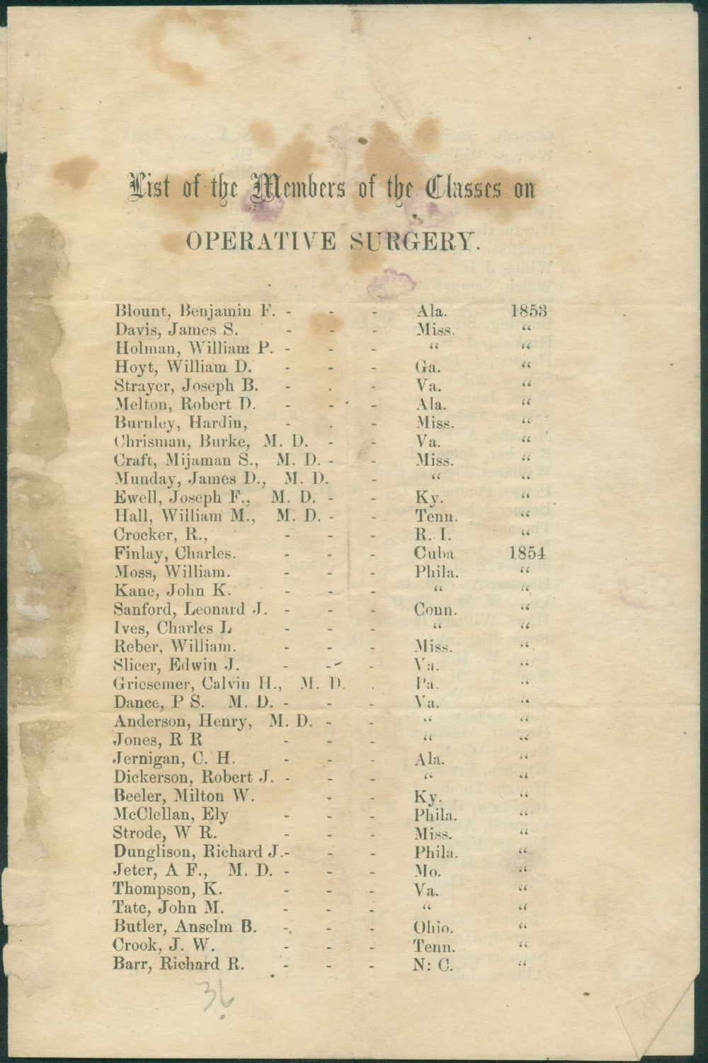# List of the Members of the Classes on

## OPERATIVE SURGERY.

| Name | State | Year |
|---|---|---|
| Blount, Benjamin F. | Ala. | 1853 |
| Davis, James S. | Miss. | " |
| Holman, William P. | " | " |
| Hoyt, William D. | Ga. | " |
| Strayer, Joseph B. | Va. | " |
| Melton, Robert D. | Ala. | " |
| Burnley, Hardin, | Miss. | " |
| Chrisman, Burke, M. D. | Va. | " |
| Craft, Mijaman S., M. D. | Miss. | " |
| Munday, James D., M. D. | " | " |
| Ewell, Joseph F., M. D. | Ky. | " |
| Hall, William M., M. D. | Tenn. | " |
| Crocker, R., | R. I. | " |
| Finlay, Charles. | Cuba | 1854 |
| Moss, William. | Phila. | " |
| Kane, John K. | " | " |
| Sanford, Leonard J. | Conn. | " |
| Ives, Charles L | " | " |
| Reber, William. | Miss. | " |
| Slicer, Edwin J. | Va. | " |
| Griesemer, Calvin H., M. D. | Pa. | " |
| Dance, P S. M. D. | Va. | " |
| Anderson, Henry, M. D. | " | " |
| Jones, R R | " | " |
| Jernigan, C. H. | Ala. | " |
| Dickerson, Robert J. | " | " |
| Beeler, Milton W. | Ky. | " |
| McClellan, Ely | Phila. | " |
| Strode, W R. | Miss. | " |
| Dunglison, Richard J. | Phila. | " |
| Jeter, A F., M. D. | Mo. | " |
| Thompson, K. | Va. | " |
| Tate, John M. | " | " |
| Butler, Anselm B. | Ohio. | " |
| Crook, J. W. | Tenn. | " |
| Barr, Richard R. | N: C. | " |

36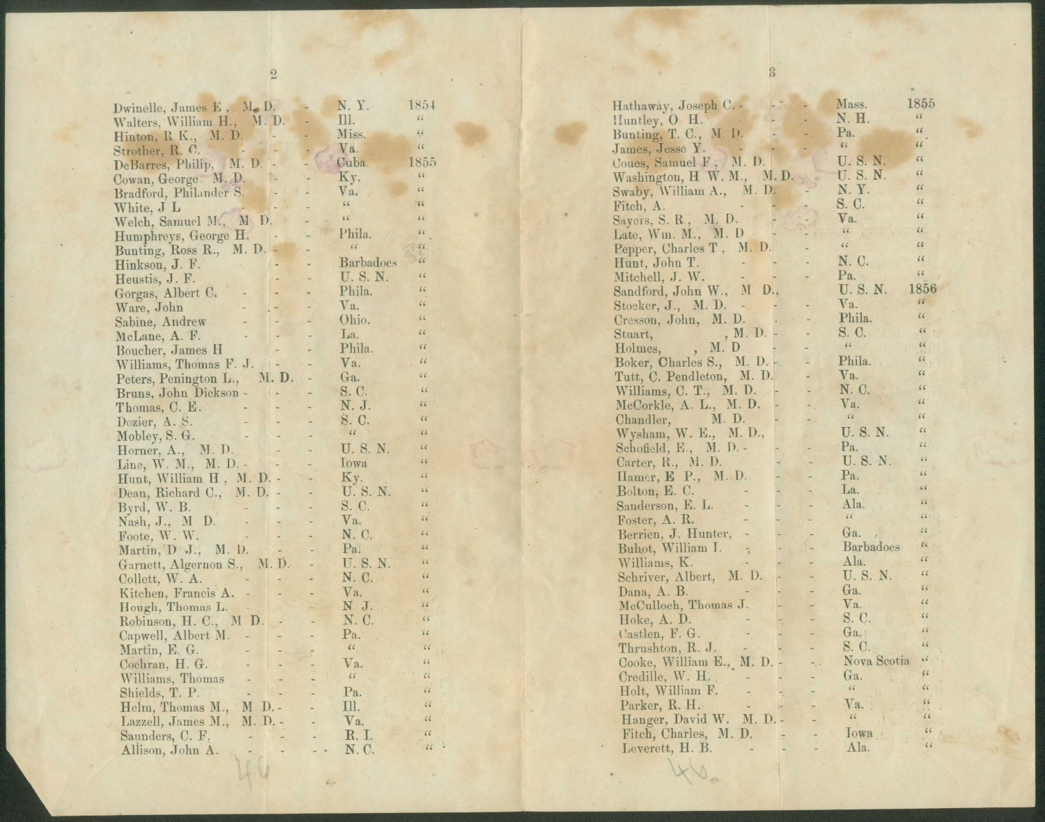| Name | | State | Year |
|---|---|---|---|
| Dwinelle, James E., M. D. | - | N. Y. | 1854 |
| Walters, William H., M. D. | - | Ill. | " |
| Hinton, R. K., M. D. | - | Miss. | " |
| Strother, R. C. | - | Va. | " |
| DeBarres, Philip, M. D. | - | Cuba. | 1855 |
| Cowan, George M. D. | - | Ky. | " |
| Bradford, Philander S. | - | Va. | " |
| White, J. L. | - | " | " |
| Welch, Samuel M., M. D. | - | " | " |
| Humphreys, George H. | - | Phila. | " |
| Bunting, Ross R., M. D. | - | " | " |
| Hinkson, J. F. | - | Barbadoes | " |
| Heustis, J. F. | - | U. S. N. | " |
| Gorgas, Albert C. | - | Phila. | " |
| Ware, John | - | Va. | " |
| Sabine, Andrew | - | Ohio. | " |
| McLane, A. F. | - | La. | " |
| Boucher, James H | - | Phila. | " |
| Williams, Thomas F. J. | - | Va. | " |
| Peters, Penington L., M. D. | - | Ga. | " |
| Bruns, John Dickson | - | S. C. | " |
| Thomas, C. E. | - | N. J. | " |
| Dozier, A. S. | - | S. C. | " |
| Mobley, S. G. | - | " | " |
| Horner, A., M. D. | - | U. S. N. | " |
| Line, W. M., M. D. | - | Iowa | " |
| Hunt, William H., M. D. | - | Ky. | " |
| Dean, Richard C., M. D. | - | U. S. N. | " |
| Byrd, W. B. | - | S. C. | " |
| Nash, J., M. D. | - | Va. | " |
| Foote, W. W. | - | N. C. | " |
| Martin, D. J., M. D. | - | Pa. | " |
| Garnett, Algernon S., M. D. | - | U. S. N. | " |
| Collett, W. A. | - | N. C. | " |
| Kitchen, Francis A. | - | Va. | " |
| Hough, Thomas L. | - | N. J. | " |
| Robinson, H. C., M. D. | - | N. C. | " |
| Capwell, Albert M. | - | Pa. | " |
| Martin, E. G. | - | " | " |
| Cochran, H. G. | - | Va. | " |
| Williams, Thomas | - | " | " |
| Shields, T. P. | - | Pa. | " |
| Helm, Thomas M., M. D. | - | Ill. | " |
| Lazzell, James M., M. D. | - | Va. | " |
| Saunders, C. F. | - | R. I. | " |
| Allison, John A. | - | N. C. | " |
| Hathaway, Joseph C. | - | Mass. | 1855 |
| Huntley, O. H. | - | N. H. | " |
| Bunting, T. C., M. D. | - | Pa. | " |
| James, Jesse Y. | - | " | " |
| Coues, Samuel F., M. D. | - | U. S. N. | " |
| Washington, H. W. M., M. D. | - | U. S. N. | " |
| Swaby, William A., M. D. | - | N. Y. | " |
| Fitch, A. | - | S. C. | " |
| Sayers, S. R., M. D. | - | Va. | " |
| Late, Wm. M., M. D. | - | " | " |
| Pepper, Charles T., M. D. | - | " | " |
| Hunt, John T. | - | N. C. | " |
| Mitchell, J. W. | - | Pa. | " |
| Sandford, John W., M. D., | | U. S. N. | 1856 |
| Stocker, J., M. D. | - | Va. | " |
| Cresson, John, M. D. | - | Phila. | " |
| Stuart, , M. D. | - | S. C. | " |
| Holmes, , M. D | - | " | " |
| Boker, Charles S., M. D. | - | Phila. | " |
| Tutt, C. Pendleton, M. D. | - | Va. | " |
| Williams, C. T., M. D. | - | N. C. | " |
| McCorkle, A. L., M. D. | - | Va. | " |
| Chandler, M. D. | - | " | " |
| Wysham, W. E., M. D., | | U. S. N. | " |
| Schofield, E., M. D. | - | Pa. | " |
| Carter, R., M. D. | - | U. S. N. | " |
| Hamer, E. P., M. D. | - | Pa. | " |
| Bolton, E. C. | - | La. | " |
| Sanderson, E. L. | - | Ala. | " |
| Foster, A. R. | - | " | " |
| Berrien, J. Hunter, | - | Ga. | " |
| Buhot, William I. | - | Barbadoes | " |
| Williams, K. | - | Ala. | " |
| Schriver, Albert, M. D. | - | U. S. N. | " |
| Dana, A. B. | - | Ga. | " |
| McCulloch, Thomas J. | - | Va. | " |
| Hoke, A. D. | - | S. C. | " |
| Castlen, F. G. | - | Ga. | " |
| Thrushton, R. J. | - | S. C. | " |
| Cooke, William E., M. D. | - | Nova Scotia | " |
| Credille, W. H. | - | Ga. | " |
| Holt, William F. | - | " | " |
| Parker, R. H. | - | Va. | " |
| Hanger, David W. M. D. | - | " | " |
| Fitch, Charles, M. D. | - | Iowa | " |
| Leverett, H. B. | - | Ala. | " |

46

46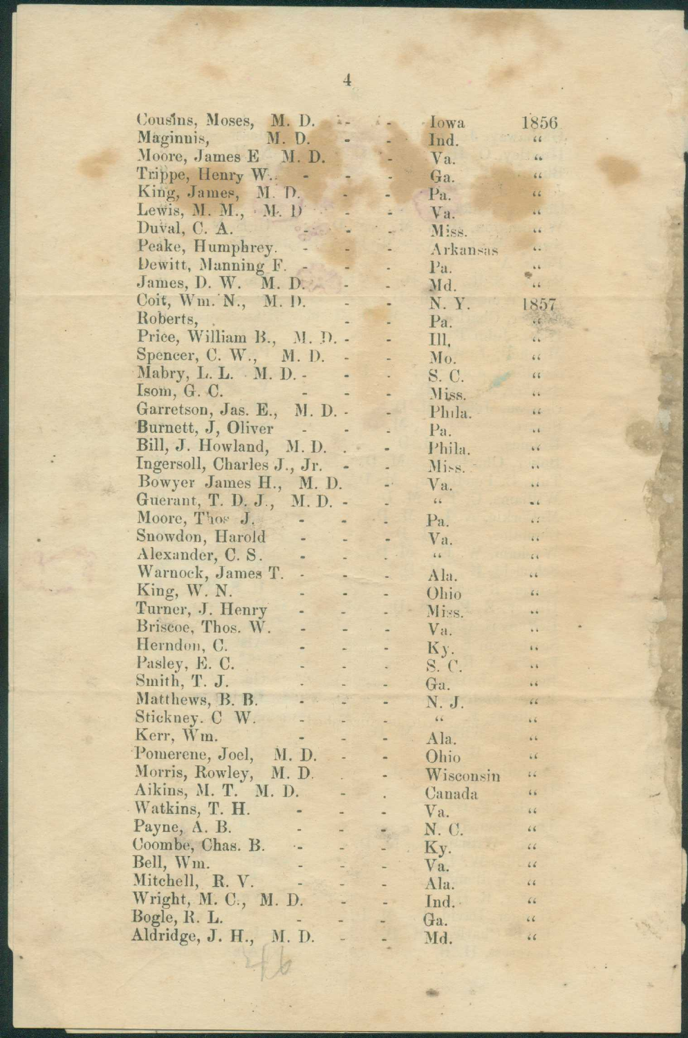| | | |
|---|---|---|
| Cousins, Moses, M. D. | Iowa | 1856 |
| Maginnis, M. D. | Ind. | " |
| Moore, James E M. D. | Va. | " |
| Trippe, Henry W. | Ga. | " |
| King, James, M. D. | Pa. | " |
| Lewis, M. M., M. D | Va. | " |
| Duval, C. A. | Miss. | " |
| Peake, Humphrey. | Arkansas | " |
| Dewitt, Manning F. | Pa. | " |
| James, D. W. M. D. | Md. | " |
| Coit, Wm. N., M. D. | N. Y. | 1857 |
| Roberts, | Pa. | " |
| Price, William B., M. D. | Ill. | " |
| Spencer, C. W., M. D. | Mo. | " |
| Mabry, L. L. M. D. | S. C. | " |
| Isom, G. C. | Miss. | " |
| Garretson, Jas. E., M. D. | Phila. | " |
| Burnett, J, Oliver | Pa. | " |
| Bill, J. Howland, M. D. | Phila. | " |
| Ingersoll, Charles J., Jr. | Miss. | " |
| Bowyer James H., M. D. | Va. | " |
| Guerant, T. D. J., M. D. | " | " |
| Moore, Thos J. | Pa. | " |
| Snowdon, Harold | Va. | " |
| Alexander, C. S. | " | " |
| Warnock, James T. | Ala. | " |
| King, W. N. | Ohio | " |
| Turner, J. Henry | Miss. | " |
| Briscoe, Thos. W. | Va. | " |
| Herndon, C. | Ky. | " |
| Pasley, E. C. | S. C. | " |
| Smith, T. J. | Ga. | " |
| Matthews, B. B. | N. J. | " |
| Stickney. C W. | " | " |
| Kerr, Wm. | Ala. | " |
| Pomerene, Joel, M. D. | Ohio | " |
| Morris, Rowley, M. D | Wisconsin | " |
| Aikins, M. T. M. D. | Canada | " |
| Watkins, T. H. | Va. | " |
| Payne, A. B. | N. C. | " |
| Coombe, Chas. B. | Ky. | " |
| Bell, Wm. | Va. | " |
| Mitchell, R. V. | Ala. | " |
| Wright, M. C., M. D. | Ind. | " |
| Bogle, R. L. | Ga. | " |
| Aldridge, J. H., M. D. | Md. | " |